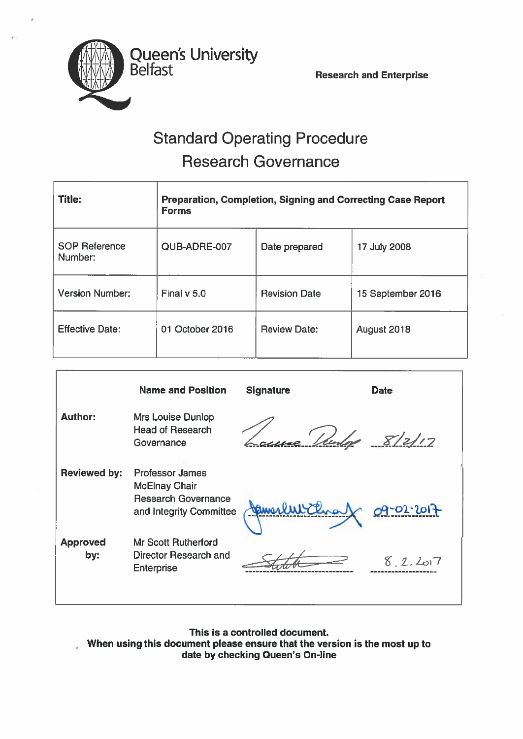Queen's University Belfast

**Research and Enterprise**

# Standard Operating Procedure
# Research Governance

| **Title:** | **Preparation, Completion, Signing and Correcting Case Report Forms** | | |
|---|---|---|---|
| SOP Reference Number: | QUB-ADRE-007 | Date prepared | 17 July 2008 |
| Version Number: | Final v 5.0 | Revision Date | 15 September 2016 |
| Effective Date: | 01 October 2016 | Review Date: | August 2018 |

| | **Name and Position** | **Signature** | **Date** |
|---|---|---|---|
| **Author:** | Mrs Louise Dunlop Head of Research Governance | Louise Dunlop | 8/2/17 |
| **Reviewed by:** | Professor James McElnay Chair Research Governance and Integrity Committee | James McElnay | 09-02-2017 |
| **Approved by:** | Mr Scott Rutherford Director Research and Enterprise | [signature] | 8.2.2017 |

**This is a controlled document.**
**When using this document please ensure that the version is the most up to date by checking Queen's On-line**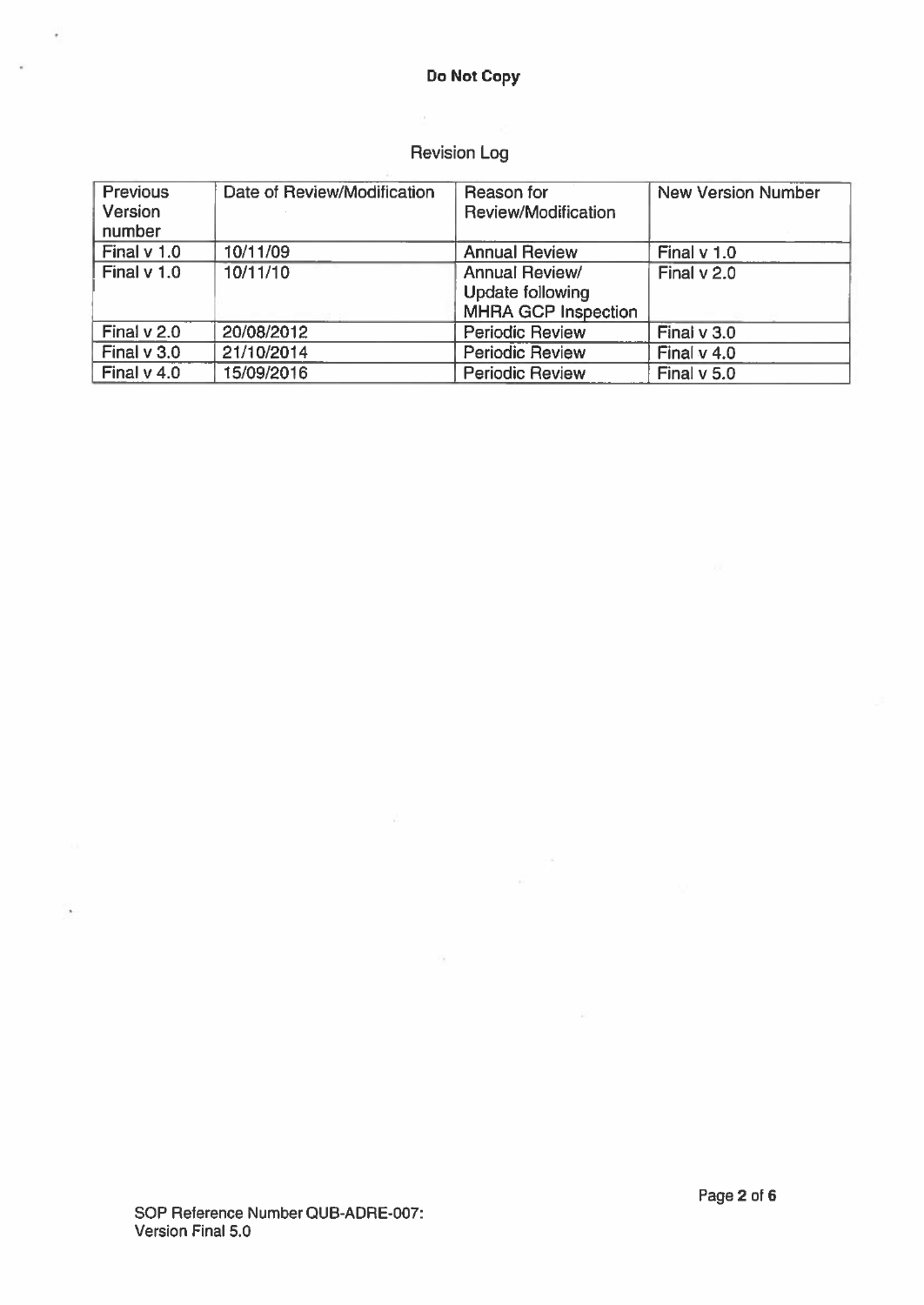## Revision Log

| Previous Version number | Date of Review/Modification | Reason for Review/Modification | New Version Number |
|---|---|---|---|
| Final v 1.0 | 10/11/09 | Annual Review | Final v 1.0 |
| Final v 1.0 | 10/11/10 | Annual Review/ Update following MHRA GCP Inspection | Final v 2.0 |
| Final v 2.0 | 20/08/2012 | Periodic Review | Final v 3.0 |
| Final v 3.0 | 21/10/2014 | Periodic Review | Final v 4.0 |
| Final v 4.0 | 15/09/2016 | Periodic Review | Final v 5.0 |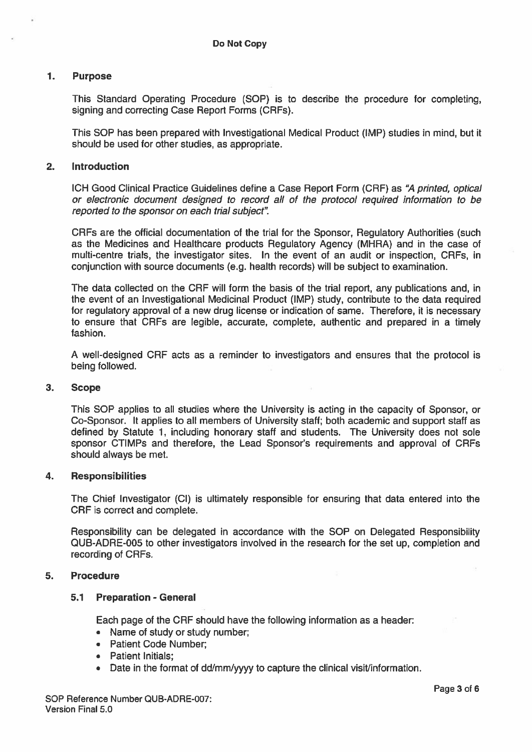## 1. Purpose

This Standard Operating Procedure (SOP) is to describe the procedure for completing, signing and correcting Case Report Forms (CRFs).

This SOP has been prepared with Investigational Medical Product (IMP) studies in mind, but it should be used for other studies, as appropriate.

## 2. Introduction

ICH Good Clinical Practice Guidelines define a Case Report Form (CRF) as *"A printed, optical or electronic document designed to record all of the protocol required information to be reported to the sponsor on each trial subject"*.

CRFs are the official documentation of the trial for the Sponsor, Regulatory Authorities (such as the Medicines and Healthcare products Regulatory Agency (MHRA) and in the case of multi-centre trials, the investigator sites. In the event of an audit or inspection, CRFs, in conjunction with source documents (e.g. health records) will be subject to examination.

The data collected on the CRF will form the basis of the trial report, any publications and, in the event of an Investigational Medicinal Product (IMP) study, contribute to the data required for regulatory approval of a new drug license or indication of same. Therefore, it is necessary to ensure that CRFs are legible, accurate, complete, authentic and prepared in a timely fashion.

A well-designed CRF acts as a reminder to investigators and ensures that the protocol is being followed.

## 3. Scope

This SOP applies to all studies where the University is acting in the capacity of Sponsor, or Co-Sponsor. It applies to all members of University staff; both academic and support staff as defined by Statute 1, including honorary staff and students. The University does not sole sponsor CTIMPs and therefore, the Lead Sponsor's requirements and approval of CRFs should always be met.

## 4. Responsibilities

The Chief Investigator (CI) is ultimately responsible for ensuring that data entered into the CRF is correct and complete.

Responsibility can be delegated in accordance with the SOP on Delegated Responsibility QUB-ADRE-005 to other investigators involved in the research for the set up, completion and recording of CRFs.

## 5. Procedure

### 5.1 Preparation - General

Each page of the CRF should have the following information as a header:

- Name of study or study number;
- Patient Code Number;
- Patient Initials;
- Date in the format of dd/mm/yyyy to capture the clinical visit/information.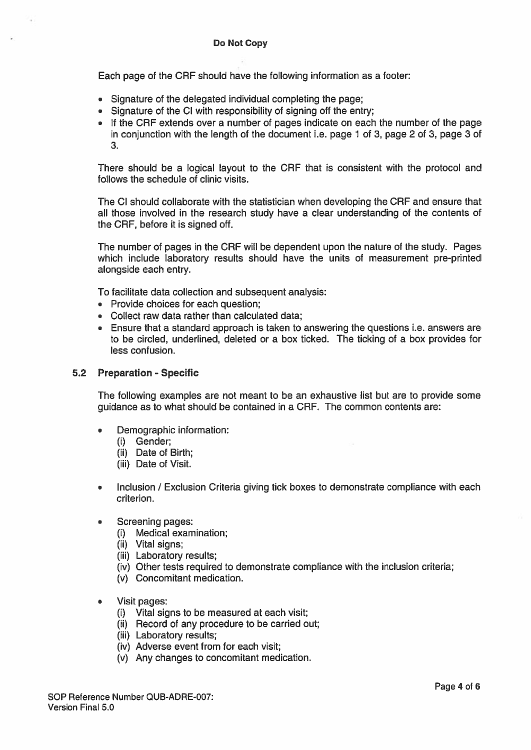Each page of the CRF should have the following information as a footer:

- Signature of the delegated individual completing the page;
- Signature of the CI with responsibility of signing off the entry;
- If the CRF extends over a number of pages indicate on each the number of the page in conjunction with the length of the document i.e. page 1 of 3, page 2 of 3, page 3 of 3.

There should be a logical layout to the CRF that is consistent with the protocol and follows the schedule of clinic visits.

The CI should collaborate with the statistician when developing the CRF and ensure that all those involved in the research study have a clear understanding of the contents of the CRF, before it is signed off.

The number of pages in the CRF will be dependent upon the nature of the study. Pages which include laboratory results should have the units of measurement pre-printed alongside each entry.

To facilitate data collection and subsequent analysis:

- Provide choices for each question;
- Collect raw data rather than calculated data;
- Ensure that a standard approach is taken to answering the questions i.e. answers are to be circled, underlined, deleted or a box ticked. The ticking of a box provides for less confusion.

## 5.2 Preparation - Specific

The following examples are not meant to be an exhaustive list but are to provide some guidance as to what should be contained in a CRF. The common contents are:

- Demographic information:
  - (i) Gender;
  - (ii) Date of Birth;
  - (iii) Date of Visit.
- Inclusion / Exclusion Criteria giving tick boxes to demonstrate compliance with each criterion.
- Screening pages:
  - (i) Medical examination;
  - (ii) Vital signs;
  - (iii) Laboratory results;
  - (iv) Other tests required to demonstrate compliance with the inclusion criteria;
  - (v) Concomitant medication.
- Visit pages:
  - (i) Vital signs to be measured at each visit;
  - (ii) Record of any procedure to be carried out;
  - (iii) Laboratory results;
  - (iv) Adverse event from for each visit;
  - (v) Any changes to concomitant medication.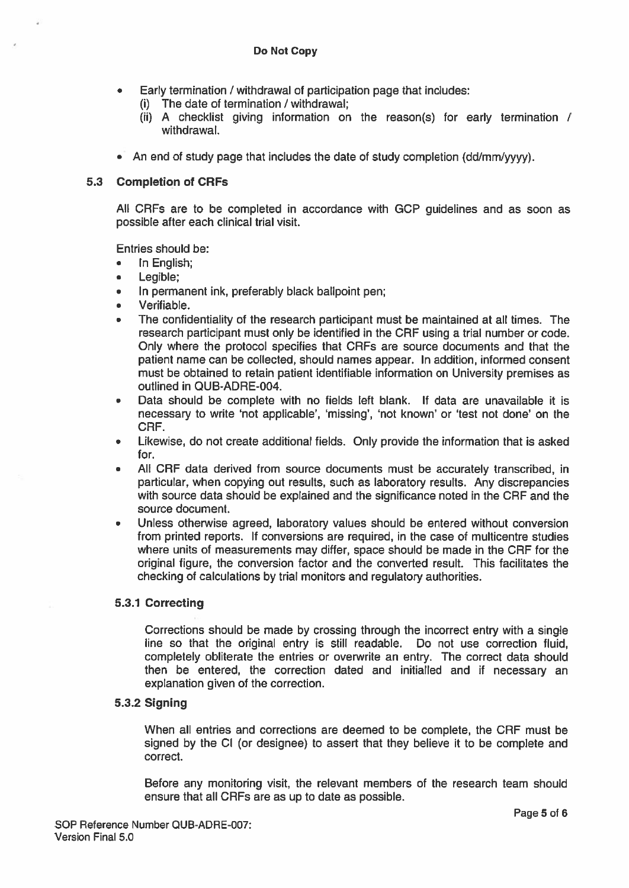- Early termination / withdrawal of participation page that includes:
  (i) The date of termination / withdrawal;
  (ii) A checklist giving information on the reason(s) for early termination / withdrawal.
- An end of study page that includes the date of study completion (dd/mm/yyyy).

### 5.3 Completion of CRFs

All CRFs are to be completed in accordance with GCP guidelines and as soon as possible after each clinical trial visit.

Entries should be:

- In English;
- Legible;
- In permanent ink, preferably black ballpoint pen;
- Verifiable.
- The confidentiality of the research participant must be maintained at all times. The research participant must only be identified in the CRF using a trial number or code. Only where the protocol specifies that CRFs are source documents and that the patient name can be collected, should names appear. In addition, informed consent must be obtained to retain patient identifiable information on University premises as outlined in QUB-ADRE-004.
- Data should be complete with no fields left blank. If data are unavailable it is necessary to write 'not applicable', 'missing', 'not known' or 'test not done' on the CRF.
- Likewise, do not create additional fields. Only provide the information that is asked for.
- All CRF data derived from source documents must be accurately transcribed, in particular, when copying out results, such as laboratory results. Any discrepancies with source data should be explained and the significance noted in the CRF and the source document.
- Unless otherwise agreed, laboratory values should be entered without conversion from printed reports. If conversions are required, in the case of multicentre studies where units of measurements may differ, space should be made in the CRF for the original figure, the conversion factor and the converted result. This facilitates the checking of calculations by trial monitors and regulatory authorities.

#### 5.3.1 Correcting

Corrections should be made by crossing through the incorrect entry with a single line so that the original entry is still readable. Do not use correction fluid, completely obliterate the entries or overwrite an entry. The correct data should then be entered, the correction dated and initialled and if necessary an explanation given of the correction.

#### 5.3.2 Signing

When all entries and corrections are deemed to be complete, the CRF must be signed by the CI (or designee) to assert that they believe it to be complete and correct.

Before any monitoring visit, the relevant members of the research team should ensure that all CRFs are as up to date as possible.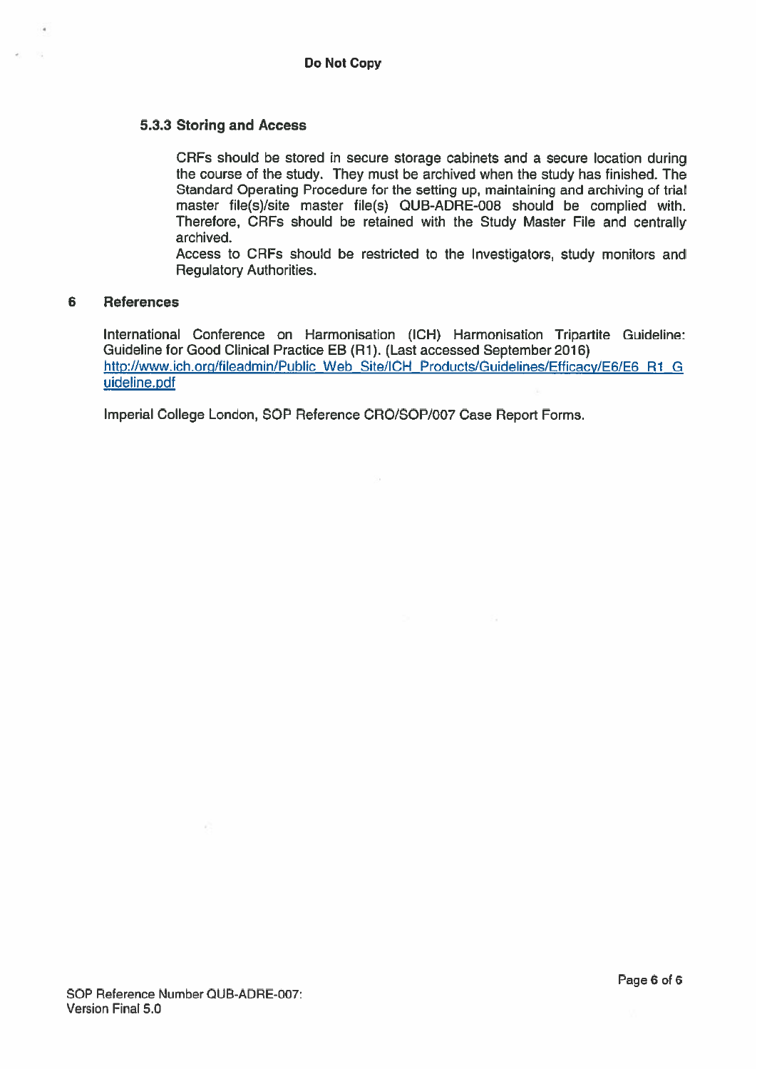### 5.3.3 Storing and Access

CRFs should be stored in secure storage cabinets and a secure location during the course of the study. They must be archived when the study has finished. The Standard Operating Procedure for the setting up, maintaining and archiving of trial master file(s)/site master file(s) QUB-ADRE-008 should be complied with. Therefore, CRFs should be retained with the Study Master File and centrally archived.

Access to CRFs should be restricted to the Investigators, study monitors and Regulatory Authorities.

## 6 References

International Conference on Harmonisation (ICH) Harmonisation Tripartite Guideline: Guideline for Good Clinical Practice E6 (R1). (Last accessed September 2016) http://www.ich.org/fileadmin/Public_Web_Site/ICH_Products/Guidelines/Efficacy/E6/E6_R1_Guideline.pdf

Imperial College London, SOP Reference CRO/SOP/007 Case Report Forms.